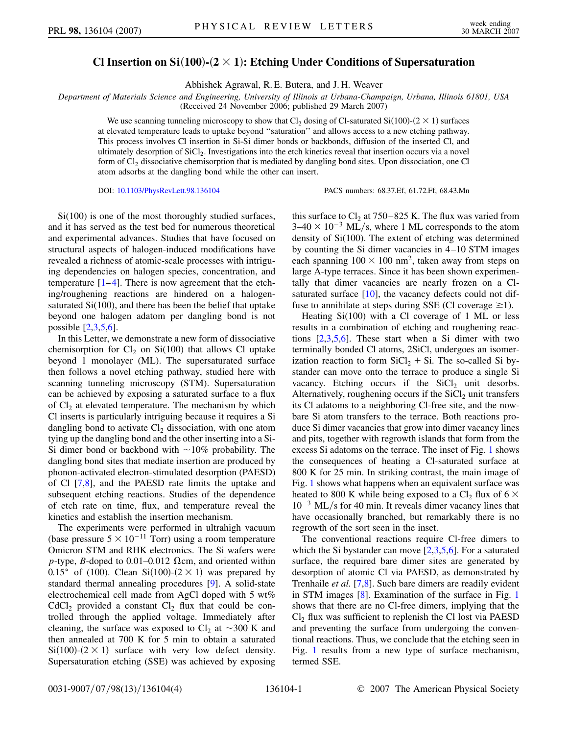# Cl Insertion on Si(100)-(2 × 1): Etching Under Conditions of Supersaturation

Abhishek Agrawal, R. E. Butera, and J. H. Weaver

*Department of Materials Science and Engineering, University of Illinois at Urbana-Champaign, Urbana, Illinois 61801, USA*
(Received 24 November 2006; published 29 March 2007)

We use scanning tunneling microscopy to show that $Cl_2$ dosing of Cl-saturated Si(100)-(2 × 1) surfaces at elevated temperature leads to uptake beyond "saturation" and allows access to a new etching pathway. This process involves Cl insertion in Si-Si dimer bonds or backbonds, diffusion of the inserted Cl, and ultimately desorption of $SiCl_2$. Investigations into the etch kinetics reveal that insertion occurs via a novel form of $Cl_2$ dissociative chemisorption that is mediated by dangling bond sites. Upon dissociation, one Cl atom adsorbs at the dangling bond while the other can insert.

DOI: 10.1103/PhysRevLett.98.136104 PACS numbers: 68.37.Ef, 61.72.Ff, 68.43.Mn

Si(100) is one of the most thoroughly studied surfaces, and it has served as the test bed for numerous theoretical and experimental advances. Studies that have focused on structural aspects of halogen-induced modifications have revealed a richness of atomic-scale processes with intriguing dependencies on halogen species, concentration, and temperature [1–4]. There is now agreement that the etching/roughening reactions are hindered on a halogen-saturated Si(100), and there has been the belief that uptake beyond one halogen adatom per dangling bond is not possible [2,3,5,6].

In this Letter, we demonstrate a new form of dissociative chemisorption for $Cl_2$ on Si(100) that allows Cl uptake beyond 1 monolayer (ML). The supersaturated surface then follows a novel etching pathway, studied here with scanning tunneling microscopy (STM). Supersaturation can be achieved by exposing a saturated surface to a flux of $Cl_2$ at elevated temperature. The mechanism by which Cl inserts is particularly intriguing because it requires a Si dangling bond to activate $Cl_2$ dissociation, with one atom tying up the dangling bond and the other inserting into a Si-Si dimer bond or backbond with ~10% probability. The dangling bond sites that mediate insertion are produced by phonon-activated electron-stimulated desorption (PAESD) of Cl [7,8], and the PAESD rate limits the uptake and subsequent etching reactions. Studies of the dependence of etch rate on time, flux, and temperature reveal the kinetics and establish the insertion mechanism.

The experiments were performed in ultrahigh vacuum (base pressure $5 \times 10^{-11}$ Torr) using a room temperature Omicron STM and RHK electronics. The Si wafers were *p*-type, *B*-doped to 0.01–0.012 Ωcm, and oriented within 0.15° of (100). Clean Si(100)-(2 × 1) was prepared by standard thermal annealing procedures [9]. A solid-state electrochemical cell made from AgCl doped with 5 wt% $CdCl_2$ provided a constant $Cl_2$ flux that could be controlled through the applied voltage. Immediately after cleaning, the surface was exposed to $Cl_2$ at ~300 K and then annealed at 700 K for 5 min to obtain a saturated Si(100)-(2 × 1) surface with very low defect density. Supersaturation etching (SSE) was achieved by exposing this surface to $Cl_2$ at 750–825 K. The flux was varied from 3–40 × $10^{-3}$ ML/s, where 1 ML corresponds to the atom density of Si(100). The extent of etching was determined by counting the Si dimer vacancies in 4–10 STM images each spanning 100 × 100 $nm^2$, taken away from steps on large A-type terraces. Since it has been shown experimentally that dimer vacancies are nearly frozen on a Cl-saturated surface [10], the vacancy defects could not diffuse to annihilate at steps during SSE (Cl coverage ≥1).

Heating Si(100) with a Cl coverage of 1 ML or less results in a combination of etching and roughening reactions [2,3,5,6]. These start when a Si dimer with two terminally bonded Cl atoms, 2SiCl, undergoes an isomerization reaction to form $SiCl_2$ + Si. The so-called Si bystander can move onto the terrace to produce a single Si vacancy. Etching occurs if the $SiCl_2$ unit desorbs. Alternatively, roughening occurs if the $SiCl_2$ unit transfers its Cl adatoms to a neighboring Cl-free site, and the now-bare Si atom transfers to the terrace. Both reactions produce Si dimer vacancies that grow into dimer vacancy lines and pits, together with regrowth islands that form from the excess Si adatoms on the terrace. The inset of Fig. 1 shows the consequences of heating a Cl-saturated surface at 800 K for 25 min. In striking contrast, the main image of Fig. 1 shows what happens when an equivalent surface was heated to 800 K while being exposed to a $Cl_2$ flux of 6 × $10^{-3}$ ML/s for 40 min. It reveals dimer vacancy lines that have occasionally branched, but remarkably there is no regrowth of the sort seen in the inset.

The conventional reactions require Cl-free dimers to which the Si bystander can move [2,3,5,6]. For a saturated surface, the required bare dimer sites are generated by desorption of atomic Cl via PAESD, as demonstrated by Trenhaile *et al.* [7,8]. Such bare dimers are readily evident in STM images [8]. Examination of the surface in Fig. 1 shows that there are no Cl-free dimers, implying that the $Cl_2$ flux was sufficient to replenish the Cl lost via PAESD and preventing the surface from undergoing the conventional reactions. Thus, we conclude that the etching seen in Fig. 1 results from a new type of surface mechanism, termed SSE.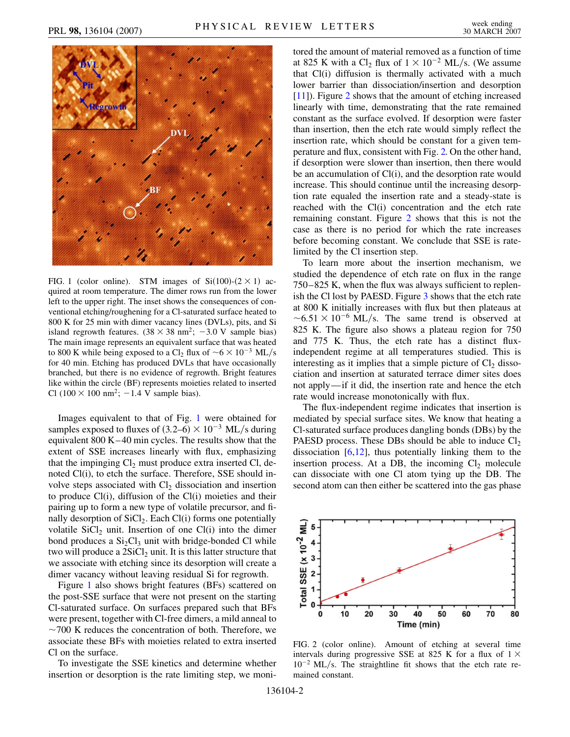FIG. 1 (color online). STM images of Si(100)-(2 × 1) acquired at room temperature. The dimer rows run from the lower left to the upper right. The inset shows the consequences of conventional etching/roughening for a Cl-saturated surface heated to 800 K for 25 min with dimer vacancy lines (DVLs), pits, and Si island regrowth features. (38 × 38 nm$^2$; −3.0 V sample bias) The main image represents an equivalent surface that was heated to 800 K while being exposed to a $Cl_2$ flux of ~$6 \times 10^{-3}$ ML/s for 40 min. Etching has produced DVLs that have occasionally branched, but there is no evidence of regrowth. Bright features like within the circle (BF) represents moieties related to inserted Cl (100 × 100 nm$^2$; −1.4 V sample bias).

Images equivalent to that of Fig. 1 were obtained for samples exposed to fluxes of $(3.2–6) \times 10^{-3}$ ML/s during equivalent 800 K–40 min cycles. The results show that the extent of SSE increases linearly with flux, emphasizing that the impinging $Cl_2$ must produce extra inserted Cl, denoted Cl(i), to etch the surface. Therefore, SSE should involve steps associated with $Cl_2$ dissociation and insertion to produce Cl(i), diffusion of the Cl(i) moieties and their pairing up to form a new type of volatile precursor, and finally desorption of $SiCl_2$. Each Cl(i) forms one potentially volatile $SiCl_2$ unit. Insertion of one Cl(i) into the dimer bond produces a $Si_2Cl_3$ unit with bridge-bonded Cl while two will produce a $2SiCl_2$ unit. It is this latter structure that we associate with etching since its desorption will create a dimer vacancy without leaving residual Si for regrowth.

Figure 1 also shows bright features (BFs) scattered on the post-SSE surface that were not present on the starting Cl-saturated surface. On surfaces prepared such that BFs were present, together with Cl-free dimers, a mild anneal to ~700 K reduces the concentration of both. Therefore, we associate these BFs with moieties related to extra inserted Cl on the surface.

To investigate the SSE kinetics and determine whether insertion or desorption is the rate limiting step, we monitored the amount of material removed as a function of time at 825 K with a $Cl_2$ flux of $1 \times 10^{-2}$ ML/s. (We assume that Cl(i) diffusion is thermally activated with a much lower barrier than dissociation/insertion and desorption [11]). Figure 2 shows that the amount of etching increased linearly with time, demonstrating that the rate remained constant as the surface evolved. If desorption were faster than insertion, then the etch rate would simply reflect the insertion rate, which should be constant for a given temperature and flux, consistent with Fig. 2. On the other hand, if desorption were slower than insertion, then there would be an accumulation of Cl(i), and the desorption rate would increase. This should continue until the increasing desorption rate equaled the insertion rate and a steady-state is reached with the Cl(i) concentration and the etch rate remaining constant. Figure 2 shows that this is not the case as there is no period for which the rate increases before becoming constant. We conclude that SSE is rate-limited by the Cl insertion step.

To learn more about the insertion mechanism, we studied the dependence of etch rate on flux in the range 750–825 K, when the flux was always sufficient to replenish the Cl lost by PAESD. Figure 3 shows that the etch rate at 800 K initially increases with flux but then plateaus at ~$6.51 \times 10^{-6}$ ML/s. The same trend is observed at 825 K. The figure also shows a plateau region for 750 and 775 K. Thus, the etch rate has a distinct flux-independent regime at all temperatures studied. This is interesting as it implies that a simple picture of $Cl_2$ dissociation and insertion at saturated terrace dimer sites does not apply—if it did, the insertion rate and hence the etch rate would increase monotonically with flux.

The flux-independent regime indicates that insertion is mediated by special surface sites. We know that heating a Cl-saturated surface produces dangling bonds (DBs) by the PAESD process. These DBs should be able to induce $Cl_2$ dissociation [6,12], thus potentially linking them to the insertion process. At a DB, the incoming $Cl_2$ molecule can dissociate with one Cl atom tying up the DB. The second atom can then either be scattered into the gas phase

FIG. 2 (color online). Amount of etching at several time intervals during progressive SSE at 825 K for a flux of $1 \times 10^{-2}$ ML/s. The straightline fit shows that the etch rate remained constant.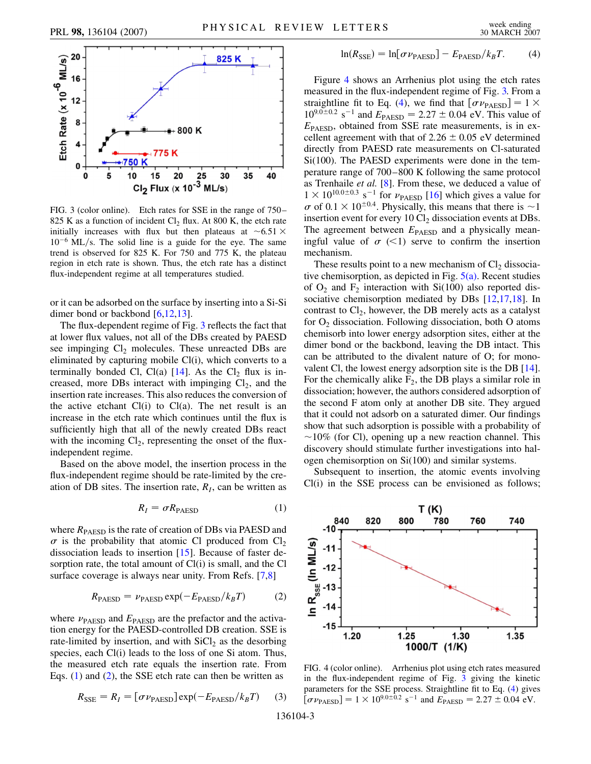FIG. 3 (color online). Etch rates for SSE in the range of 750–825 K as a function of incident $Cl_2$ flux. At 800 K, the etch rate initially increases with flux but then plateaus at $\sim 6.51 \times 10^{-6}$ ML/s. The solid line is a guide for the eye. The same trend is observed for 825 K. For 750 and 775 K, the plateau region in etch rate is shown. Thus, the etch rate has a distinct flux-independent regime at all temperatures studied.

or it can be adsorbed on the surface by inserting into a Si-Si dimer bond or backbond [6,12,13].

The flux-dependent regime of Fig. 3 reflects the fact that at lower flux values, not all of the DBs created by PAESD see impinging $Cl_2$ molecules. These unreacted DBs are eliminated by capturing mobile Cl(i), which converts to a terminally bonded Cl, Cl(a) [14]. As the $Cl_2$ flux is increased, more DBs interact with impinging $Cl_2$, and the insertion rate increases. This also reduces the conversion of the active etchant Cl(i) to Cl(a). The net result is an increase in the etch rate which continues until the flux is sufficiently high that all of the newly created DBs react with the incoming $Cl_2$, representing the onset of the flux-independent regime.

Based on the above model, the insertion process in the flux-independent regime should be rate-limited by the creation of DB sites. The insertion rate, $R_I$, can be written as

$$R_I = \sigma R_{\text{PAESD}} \tag{1}$$

where $R_{\text{PAESD}}$ is the rate of creation of DBs via PAESD and $\sigma$ is the probability that atomic Cl produced from $Cl_2$ dissociation leads to insertion [15]. Because of faster desorption rate, the total amount of Cl(i) is small, and the Cl surface coverage is always near unity. From Refs. [7,8]

$$R_{\text{PAESD}} = \nu_{\text{PAESD}} \exp(-E_{\text{PAESD}}/k_B T) \tag{2}$$

where $\nu_{\text{PAESD}}$ and $E_{\text{PAESD}}$ are the prefactor and the activation energy for the PAESD-controlled DB creation. SSE is rate-limited by insertion, and with $SiCl_2$ as the desorbing species, each Cl(i) leads to the loss of one Si atom. Thus, the measured etch rate equals the insertion rate. From Eqs. (1) and (2), the SSE etch rate can then be written as

$$R_{\text{SSE}} = R_I = [\sigma \nu_{\text{PAESD}}] \exp(-E_{\text{PAESD}}/k_B T) \tag{3}$$

$$\ln(R_{\text{SSE}}) = \ln[\sigma \nu_{\text{PAESD}}] - E_{\text{PAESD}}/k_B T. \tag{4}$$

Figure 4 shows an Arrhenius plot using the etch rates measured in the flux-independent regime of Fig. 3. From a straightline fit to Eq. (4), we find that $[\sigma \nu_{\text{PAESD}}] = 1 \times 10^{9.0 \pm 0.2}$ $\text{s}^{-1}$ and $E_{\text{PAESD}} = 2.27 \pm 0.04$ eV. This value of $E_{\text{PAESD}}$, obtained from SSE rate measurements, is in excellent agreement with that of $2.26 \pm 0.05$ eV determined directly from PAESD rate measurements on Cl-saturated Si(100). The PAESD experiments were done in the temperature range of 700–800 K following the same protocol as Trenhaile *et al.* [8]. From these, we deduced a value of $1 \times 10^{10.0 \pm 0.3}$ $\text{s}^{-1}$ for $\nu_{\text{PAESD}}$ [16] which gives a value for $\sigma$ of $0.1 \times 10^{\pm 0.4}$. Physically, this means that there is $\sim$1 insertion event for every 10 $Cl_2$ dissociation events at DBs. The agreement between $E_{\text{PAESD}}$ and a physically meaningful value of $\sigma$ ($<1$) serve to confirm the insertion mechanism.

These results point to a new mechanism of $Cl_2$ dissociative chemisorption, as depicted in Fig. 5(a). Recent studies of $O_2$ and $F_2$ interaction with Si(100) also reported dissociative chemisorption mediated by DBs [12,17,18]. In contrast to $Cl_2$, however, the DB merely acts as a catalyst for $O_2$ dissociation. Following dissociation, both O atoms chemisorb into lower energy adsorption sites, either at the dimer bond or the backbond, leaving the DB intact. This can be attributed to the divalent nature of O; for monovalent Cl, the lowest energy adsorption site is the DB [14]. For the chemically alike $F_2$, the DB plays a similar role in dissociation; however, the authors considered adsorption of the second F atom only at another DB site. They argued that it could not adsorb on a saturated dimer. Our findings show that such adsorption is possible with a probability of $\sim$10% (for Cl), opening up a new reaction channel. This discovery should stimulate further investigations into halogen chemisorption on Si(100) and similar systems.

Subsequent to insertion, the atomic events involving Cl(i) in the SSE process can be envisioned as follows;

FIG. 4 (color online). Arrhenius plot using etch rates measured in the flux-independent regime of Fig. 3 giving the kinetic parameters for the SSE process. Straightline fit to Eq. (4) gives $[\sigma \nu_{\text{PAESD}}] = 1 \times 10^{9.0 \pm 0.2}$ $\text{s}^{-1}$ and $E_{\text{PAESD}} = 2.27 \pm 0.04$ eV.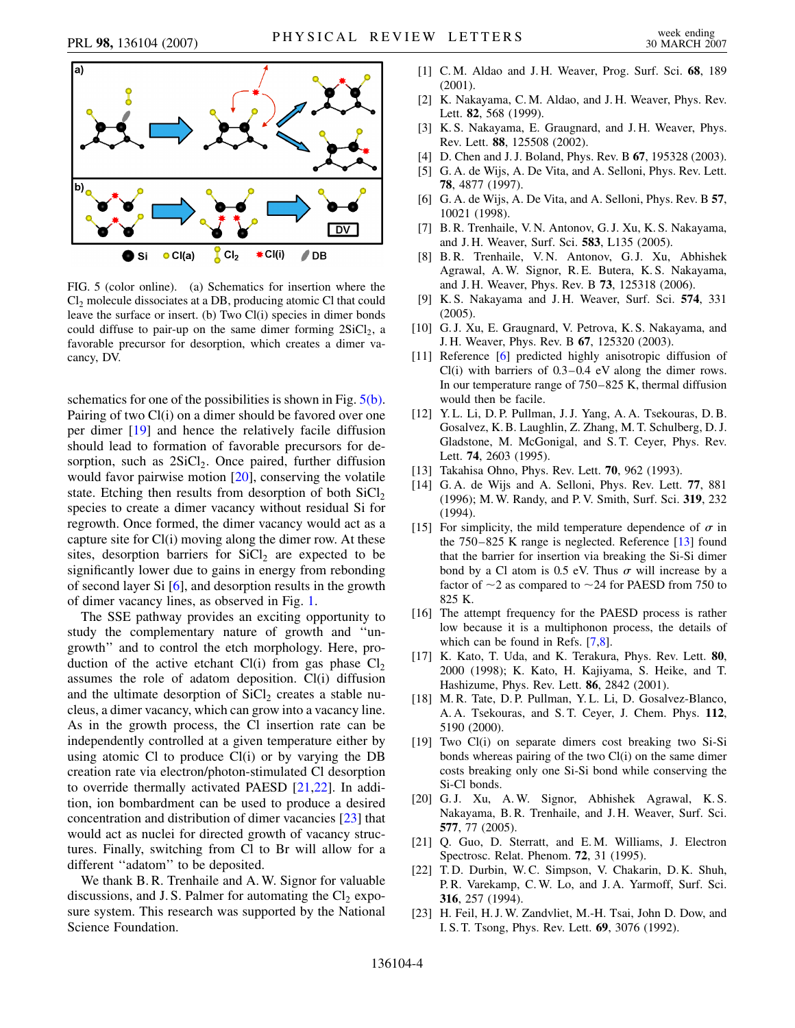a)

b)

DV

Si   Cl(a)   $Cl_2$   Cl(i)   DB

FIG. 5 (color online). (a) Schematics for insertion where the $Cl_2$ molecule dissociates at a DB, producing atomic Cl that could leave the surface or insert. (b) Two Cl(i) species in dimer bonds could diffuse to pair-up on the same dimer forming $2SiCl_2$, a favorable precursor for desorption, which creates a dimer vacancy, DV.

schematics for one of the possibilities is shown in Fig. 5(b). Pairing of two Cl(i) on a dimer should be favored over one per dimer [19] and hence the relatively facile diffusion should lead to formation of favorable precursors for desorption, such as $2SiCl_2$. Once paired, further diffusion would favor pairwise motion [20], conserving the volatile state. Etching then results from desorption of both $SiCl_2$ species to create a dimer vacancy without residual Si for regrowth. Once formed, the dimer vacancy would act as a capture site for Cl(i) moving along the dimer row. At these sites, desorption barriers for $SiCl_2$ are expected to be significantly lower due to gains in energy from rebonding of second layer Si [6], and desorption results in the growth of dimer vacancy lines, as observed in Fig. 1.

The SSE pathway provides an exciting opportunity to study the complementary nature of growth and "ungrowth" and to control the etch morphology. Here, production of the active etchant Cl(i) from gas phase $Cl_2$ assumes the role of adatom deposition. Cl(i) diffusion and the ultimate desorption of $SiCl_2$ creates a stable nucleus, a dimer vacancy, which can grow into a vacancy line. As in the growth process, the Cl insertion rate can be independently controlled at a given temperature either by using atomic Cl to produce Cl(i) or by varying the DB creation rate via electron/photon-stimulated Cl desorption to override thermally activated PAESD [21,22]. In addition, ion bombardment can be used to produce a desired concentration and distribution of dimer vacancies [23] that would act as nuclei for directed growth of vacancy structures. Finally, switching from Cl to Br will allow for a different "adatom" to be deposited.

We thank B. R. Trenhaile and A. W. Signor for valuable discussions, and J. S. Palmer for automating the $Cl_2$ exposure system. This research was supported by the National Science Foundation.

[1] C. M. Aldao and J. H. Weaver, Prog. Surf. Sci. **68**, 189 (2001).

[2] K. Nakayama, C. M. Aldao, and J. H. Weaver, Phys. Rev. Lett. **82**, 568 (1999).

[3] K. S. Nakayama, E. Graugnard, and J. H. Weaver, Phys. Rev. Lett. **88**, 125508 (2002).

[4] D. Chen and J. J. Boland, Phys. Rev. B **67**, 195328 (2003).

[5] G. A. de Wijs, A. De Vita, and A. Selloni, Phys. Rev. Lett. **78**, 4877 (1997).

[6] G. A. de Wijs, A. De Vita, and A. Selloni, Phys. Rev. B **57**, 10021 (1998).

[7] B. R. Trenhaile, V. N. Antonov, G. J. Xu, K. S. Nakayama, and J. H. Weaver, Surf. Sci. **583**, L135 (2005).

[8] B. R. Trenhaile, V. N. Antonov, G. J. Xu, Abhishek Agrawal, A. W. Signor, R. E. Butera, K. S. Nakayama, and J. H. Weaver, Phys. Rev. B **73**, 125318 (2006).

[9] K. S. Nakayama and J. H. Weaver, Surf. Sci. **574**, 331 (2005).

[10] G. J. Xu, E. Graugnard, V. Petrova, K. S. Nakayama, and J. H. Weaver, Phys. Rev. B **67**, 125320 (2003).

[11] Reference [6] predicted highly anisotropic diffusion of Cl(i) with barriers of 0.3–0.4 eV along the dimer rows. In our temperature range of 750–825 K, thermal diffusion would then be facile.

[12] Y. L. Li, D. P. Pullman, J. J. Yang, A. A. Tsekouras, D. B. Gosalvez, K. B. Laughlin, Z. Zhang, M. T. Schulberg, D. J. Gladstone, M. McGonigal, and S. T. Ceyer, Phys. Rev. Lett. **74**, 2603 (1995).

[13] Takahisa Ohno, Phys. Rev. Lett. **70**, 962 (1993).

[14] G. A. de Wijs and A. Selloni, Phys. Rev. Lett. **77**, 881 (1996); M. W. Randy, and P. V. Smith, Surf. Sci. **319**, 232 (1994).

[15] For simplicity, the mild temperature dependence of $\sigma$ in the 750–825 K range is neglected. Reference [13] found that the barrier for insertion via breaking the Si-Si dimer bond by a Cl atom is 0.5 eV. Thus $\sigma$ will increase by a factor of ~2 as compared to ~24 for PAESD from 750 to 825 K.

[16] The attempt frequency for the PAESD process is rather low because it is a multiphonon process, the details of which can be found in Refs. [7,8].

[17] K. Kato, T. Uda, and K. Terakura, Phys. Rev. Lett. **80**, 2000 (1998); K. Kato, H. Kajiyama, S. Heike, and T. Hashizume, Phys. Rev. Lett. **86**, 2842 (2001).

[18] M. R. Tate, D. P. Pullman, Y. L. Li, D. Gosalvez-Blanco, A. A. Tsekouras, and S. T. Ceyer, J. Chem. Phys. **112**, 5190 (2000).

[19] Two Cl(i) on separate dimers cost breaking two Si-Si bonds whereas pairing of the two Cl(i) on the same dimer costs breaking only one Si-Si bond while conserving the Si-Cl bonds.

[20] G. J. Xu, A. W. Signor, Abhishek Agrawal, K. S. Nakayama, B. R. Trenhaile, and J. H. Weaver, Surf. Sci. **577**, 77 (2005).

[21] Q. Guo, D. Sterratt, and E. M. Williams, J. Electron Spectrosc. Relat. Phenom. **72**, 31 (1995).

[22] T. D. Durbin, W. C. Simpson, V. Chakarin, D. K. Shuh, P. R. Varekamp, C. W. Lo, and J. A. Yarmoff, Surf. Sci. **316**, 257 (1994).

[23] H. Feil, H. J. W. Zandvliet, M.-H. Tsai, John D. Dow, and I. S. T. Tsong, Phys. Rev. Lett. **69**, 3076 (1992).